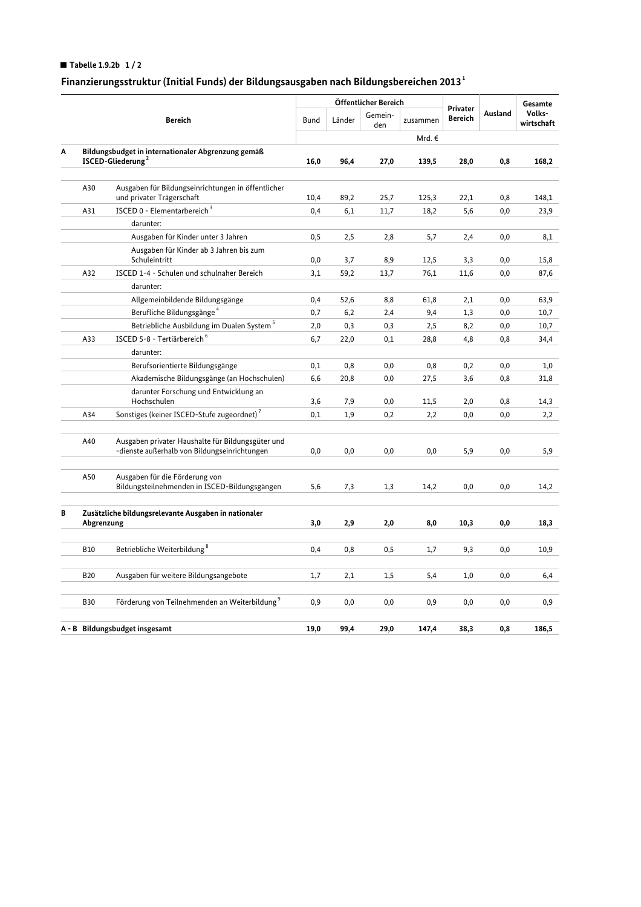**Tabelle 1.9.2b 1 / 2**

## Finanzierungsstruktur (Initial Funds) der Bildungsausgaben nach Bildungsbereichen 2013[1]

| | | Bereich | Öffentlicher Bereich | | | | Privater Bereich | Ausland | Gesamte Volks-wirtschaft |
|---|---|---|---|---|---|---|---|---|---|
| | | | Bund | Länder | Gemein-den | zusammen | | | |
| | | | Mrd. € | | | | | | |
| **A** | **Bildungsbudget in internationaler Abgrenzung gemäß ISCED-Gliederung[2]** | | **16,0** | **96,4** | **27,0** | **139,5** | **28,0** | **0,8** | **168,2** |
| | A30 | Ausgaben für Bildungseinrichtungen in öffentlicher und privater Trägerschaft | 10,4 | 89,2 | 25,7 | 125,3 | 22,1 | 0,8 | 148,1 |
| | A31 | ISCED 0 - Elementarbereich[3] | 0,4 | 6,1 | 11,7 | 18,2 | 5,6 | 0,0 | 23,9 |
| | | darunter: | | | | | | | |
| | | Ausgaben für Kinder unter 3 Jahren | 0,5 | 2,5 | 2,8 | 5,7 | 2,4 | 0,0 | 8,1 |
| | | Ausgaben für Kinder ab 3 Jahren bis zum Schuleintritt | 0,0 | 3,7 | 8,9 | 12,5 | 3,3 | 0,0 | 15,8 |
| | A32 | ISCED 1-4 - Schulen und schulnaher Bereich | 3,1 | 59,2 | 13,7 | 76,1 | 11,6 | 0,0 | 87,6 |
| | | darunter: | | | | | | | |
| | | Allgemeinbildende Bildungsgänge | 0,4 | 52,6 | 8,8 | 61,8 | 2,1 | 0,0 | 63,9 |
| | | Berufliche Bildungsgänge[4] | 0,7 | 6,2 | 2,4 | 9,4 | 1,3 | 0,0 | 10,7 |
| | | Betriebliche Ausbildung im Dualen System[5] | 2,0 | 0,3 | 0,3 | 2,5 | 8,2 | 0,0 | 10,7 |
| | A33 | ISCED 5-8 - Tertiärbereich[6] | 6,7 | 22,0 | 0,1 | 28,8 | 4,8 | 0,8 | 34,4 |
| | | darunter: | | | | | | | |
| | | Berufsorientierte Bildungsgänge | 0,1 | 0,8 | 0,0 | 0,8 | 0,2 | 0,0 | 1,0 |
| | | Akademische Bildungsgänge (an Hochschulen) | 6,6 | 20,8 | 0,0 | 27,5 | 3,6 | 0,8 | 31,8 |
| | | darunter Forschung und Entwicklung an Hochschulen | 3,6 | 7,9 | 0,0 | 11,5 | 2,0 | 0,8 | 14,3 |
| | A34 | Sonstiges (keiner ISCED-Stufe zugeordnet)[7] | 0,1 | 1,9 | 0,2 | 2,2 | 0,0 | 0,0 | 2,2 |
| | A40 | Ausgaben privater Haushalte für Bildungsgüter und -dienste außerhalb von Bildungseinrichtungen | 0,0 | 0,0 | 0,0 | 0,0 | 5,9 | 0,0 | 5,9 |
| | A50 | Ausgaben für die Förderung von Bildungsteilnehmenden in ISCED-Bildungsgängen | 5,6 | 7,3 | 1,3 | 14,2 | 0,0 | 0,0 | 14,2 |
| **B** | **Zusätzliche bildungsrelevante Ausgaben in nationaler Abgrenzung** | | **3,0** | **2,9** | **2,0** | **8,0** | **10,3** | **0,0** | **18,3** |
| | B10 | Betriebliche Weiterbildung[8] | 0,4 | 0,8 | 0,5 | 1,7 | 9,3 | 0,0 | 10,9 |
| | B20 | Ausgaben für weitere Bildungsangebote | 1,7 | 2,1 | 1,5 | 5,4 | 1,0 | 0,0 | 6,4 |
| | B30 | Förderung von Teilnehmenden an Weiterbildung[9] | 0,9 | 0,0 | 0,0 | 0,9 | 0,0 | 0,0 | 0,9 |
| **A - B** | **Bildungsbudget insgesamt** | | **19,0** | **99,4** | **29,0** | **147,4** | **38,3** | **0,8** | **186,5** |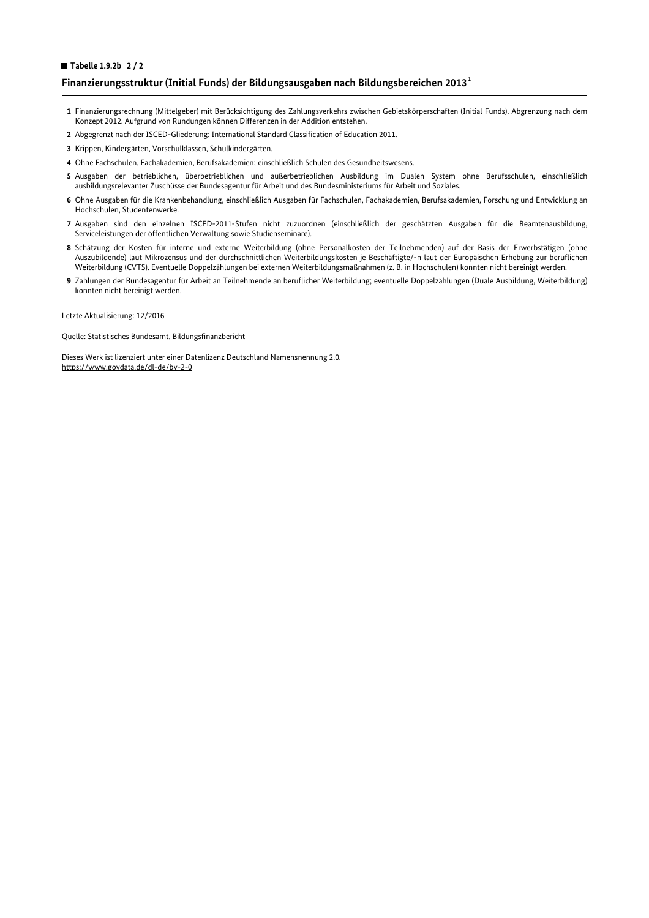**Tabelle 1.9.2b 2 / 2**

## Finanzierungsstruktur (Initial Funds) der Bildungsausgaben nach Bildungsbereichen 2013[1]

1 Finanzierungsrechnung (Mittelgeber) mit Berücksichtigung des Zahlungsverkehrs zwischen Gebietskörperschaften (Initial Funds). Abgrenzung nach dem Konzept 2012. Aufgrund von Rundungen können Differenzen in der Addition entstehen.

2 Abgegrenzt nach der ISCED-Gliederung: International Standard Classification of Education 2011.

3 Krippen, Kindergärten, Vorschulklassen, Schulkindergärten.

4 Ohne Fachschulen, Fachakademien, Berufsakademien; einschließlich Schulen des Gesundheitswesens.

5 Ausgaben der betrieblichen, überbetrieblichen und außerbetrieblichen Ausbildung im Dualen System ohne Berufsschulen, einschließlich ausbildungsrelevanter Zuschüsse der Bundesagentur für Arbeit und des Bundesministeriums für Arbeit und Soziales.

6 Ohne Ausgaben für die Krankenbehandlung, einschließlich Ausgaben für Fachschulen, Fachakademien, Berufsakademien, Forschung und Entwicklung an Hochschulen, Studentenwerke.

7 Ausgaben sind den einzelnen ISCED-2011-Stufen nicht zuzuordnen (einschließlich der geschätzten Ausgaben für die Beamtenausbildung, Serviceleistungen der öffentlichen Verwaltung sowie Studienseminare).

8 Schätzung der Kosten für interne und externe Weiterbildung (ohne Personalkosten der Teilnehmenden) auf der Basis der Erwerbstätigen (ohne Auszubildende) laut Mikrozensus und der durchschnittlichen Weiterbildungskosten je Beschäftigte/-n laut der Europäischen Erhebung zur beruflichen Weiterbildung (CVTS). Eventuelle Doppelzählungen bei externen Weiterbildungsmaßnahmen (z. B. in Hochschulen) konnten nicht bereinigt werden.

9 Zahlungen der Bundesagentur für Arbeit an Teilnehmende an beruflicher Weiterbildung; eventuelle Doppelzählungen (Duale Ausbildung, Weiterbildung) konnten nicht bereinigt werden.

Letzte Aktualisierung: 12/2016

Quelle: Statistisches Bundesamt, Bildungsfinanzbericht

Dieses Werk ist lizenziert unter einer Datenlizenz Deutschland Namensnennung 2.0.
https://www.govdata.de/dl-de/by-2-0